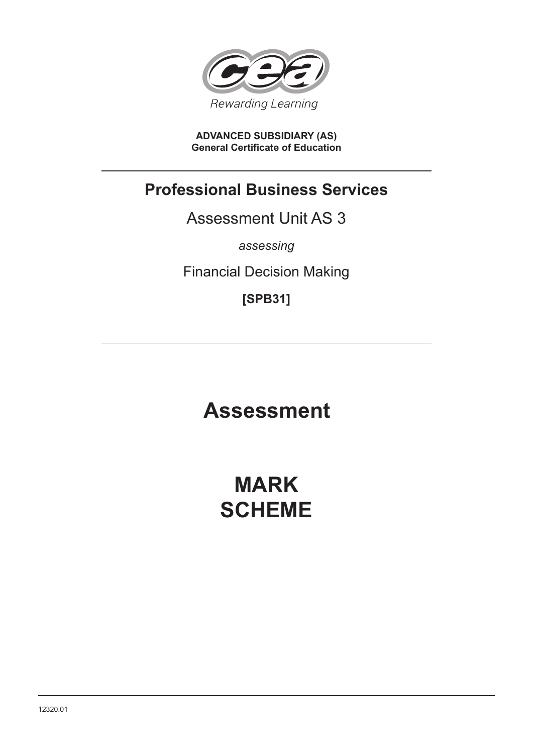Rewarding Learning

**ADVANCED SUBSIDIARY (AS)**
**General Certificate of Education**

# Professional Business Services

Assessment Unit AS 3

*assessing*

Financial Decision Making

**[SPB31]**

# Assessment

# MARK SCHEME

12320.01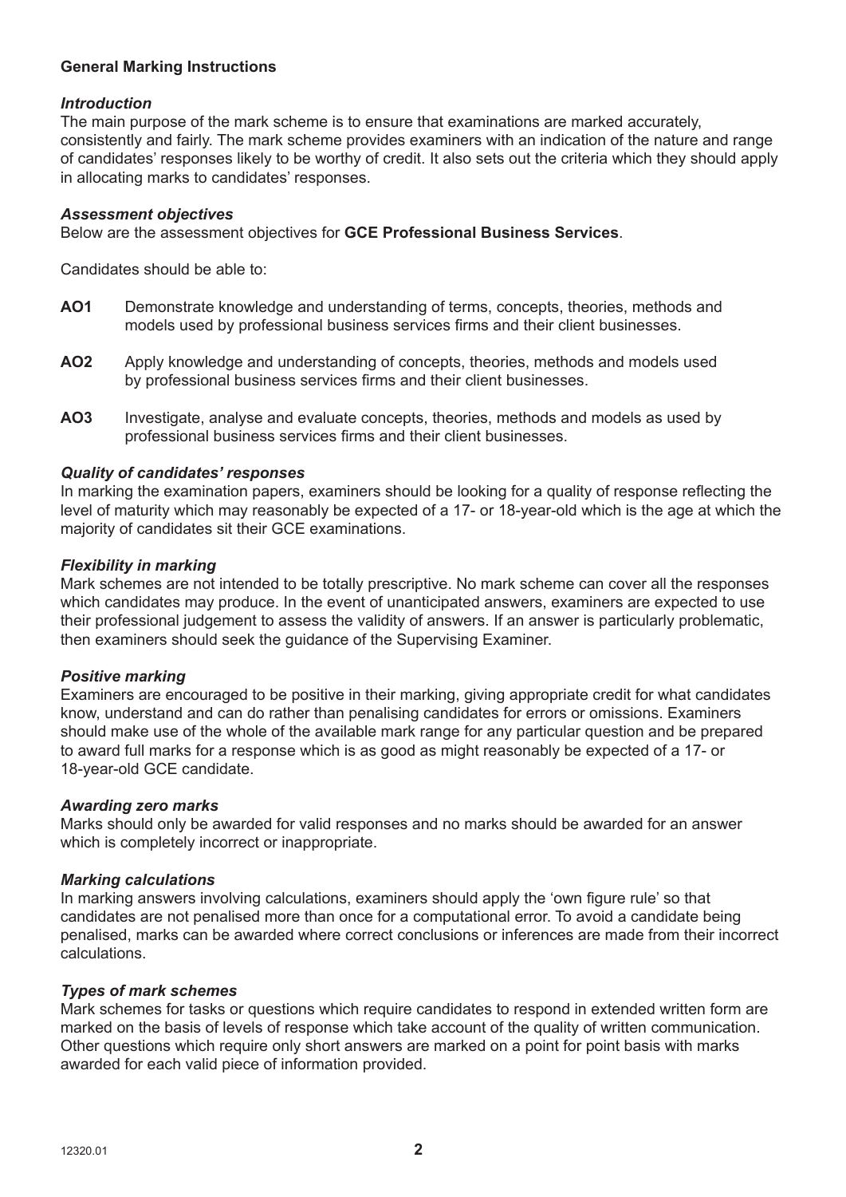**General Marking Instructions**

***Introduction***

The main purpose of the mark scheme is to ensure that examinations are marked accurately, consistently and fairly. The mark scheme provides examiners with an indication of the nature and range of candidates' responses likely to be worthy of credit. It also sets out the criteria which they should apply in allocating marks to candidates' responses.

***Assessment objectives***

Below are the assessment objectives for **GCE Professional Business Services**.

Candidates should be able to:

**AO1** Demonstrate knowledge and understanding of terms, concepts, theories, methods and models used by professional business services firms and their client businesses.

**AO2** Apply knowledge and understanding of concepts, theories, methods and models used by professional business services firms and their client businesses.

**AO3** Investigate, analyse and evaluate concepts, theories, methods and models as used by professional business services firms and their client businesses.

***Quality of candidates' responses***

In marking the examination papers, examiners should be looking for a quality of response reflecting the level of maturity which may reasonably be expected of a 17- or 18-year-old which is the age at which the majority of candidates sit their GCE examinations.

***Flexibility in marking***

Mark schemes are not intended to be totally prescriptive. No mark scheme can cover all the responses which candidates may produce. In the event of unanticipated answers, examiners are expected to use their professional judgement to assess the validity of answers. If an answer is particularly problematic, then examiners should seek the guidance of the Supervising Examiner.

***Positive marking***

Examiners are encouraged to be positive in their marking, giving appropriate credit for what candidates know, understand and can do rather than penalising candidates for errors or omissions. Examiners should make use of the whole of the available mark range for any particular question and be prepared to award full marks for a response which is as good as might reasonably be expected of a 17- or 18-year-old GCE candidate.

***Awarding zero marks***

Marks should only be awarded for valid responses and no marks should be awarded for an answer which is completely incorrect or inappropriate.

***Marking calculations***

In marking answers involving calculations, examiners should apply the 'own figure rule' so that candidates are not penalised more than once for a computational error. To avoid a candidate being penalised, marks can be awarded where correct conclusions or inferences are made from their incorrect calculations.

***Types of mark schemes***

Mark schemes for tasks or questions which require candidates to respond in extended written form are marked on the basis of levels of response which take account of the quality of written communication. Other questions which require only short answers are marked on a point for point basis with marks awarded for each valid piece of information provided.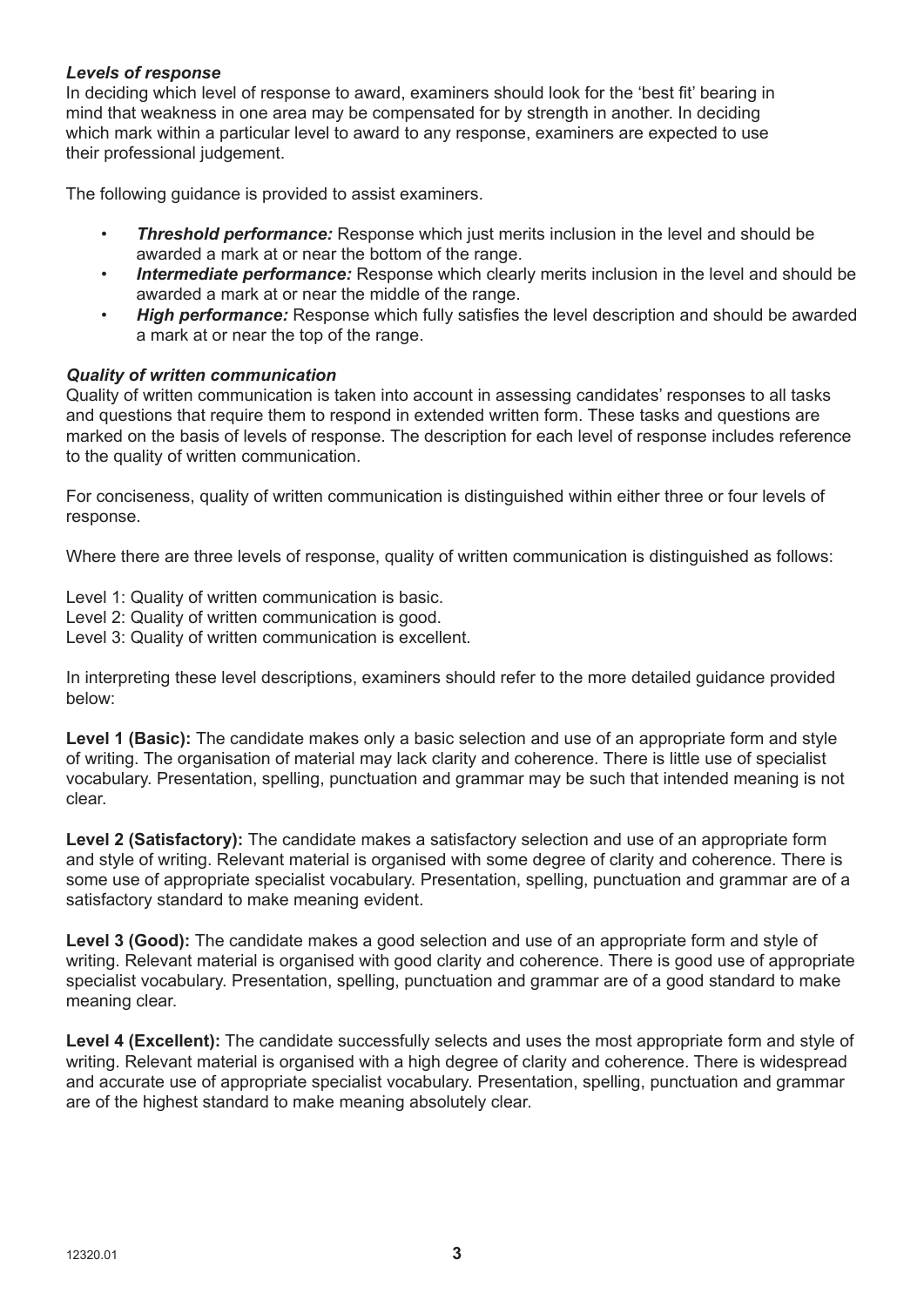### *Levels of response*

In deciding which level of response to award, examiners should look for the 'best fit' bearing in mind that weakness in one area may be compensated for by strength in another. In deciding which mark within a particular level to award to any response, examiners are expected to use their professional judgement.

The following guidance is provided to assist examiners.

- ***Threshold performance:*** Response which just merits inclusion in the level and should be awarded a mark at or near the bottom of the range.
- ***Intermediate performance:*** Response which clearly merits inclusion in the level and should be awarded a mark at or near the middle of the range.
- ***High performance:*** Response which fully satisfies the level description and should be awarded a mark at or near the top of the range.

### *Quality of written communication*

Quality of written communication is taken into account in assessing candidates' responses to all tasks and questions that require them to respond in extended written form. These tasks and questions are marked on the basis of levels of response. The description for each level of response includes reference to the quality of written communication.

For conciseness, quality of written communication is distinguished within either three or four levels of response.

Where there are three levels of response, quality of written communication is distinguished as follows:

Level 1: Quality of written communication is basic.
Level 2: Quality of written communication is good.
Level 3: Quality of written communication is excellent.

In interpreting these level descriptions, examiners should refer to the more detailed guidance provided below:

**Level 1 (Basic):** The candidate makes only a basic selection and use of an appropriate form and style of writing. The organisation of material may lack clarity and coherence. There is little use of specialist vocabulary. Presentation, spelling, punctuation and grammar may be such that intended meaning is not clear.

**Level 2 (Satisfactory):** The candidate makes a satisfactory selection and use of an appropriate form and style of writing. Relevant material is organised with some degree of clarity and coherence. There is some use of appropriate specialist vocabulary. Presentation, spelling, punctuation and grammar are of a satisfactory standard to make meaning evident.

**Level 3 (Good):** The candidate makes a good selection and use of an appropriate form and style of writing. Relevant material is organised with good clarity and coherence. There is good use of appropriate specialist vocabulary. Presentation, spelling, punctuation and grammar are of a good standard to make meaning clear.

**Level 4 (Excellent):** The candidate successfully selects and uses the most appropriate form and style of writing. Relevant material is organised with a high degree of clarity and coherence. There is widespread and accurate use of appropriate specialist vocabulary. Presentation, spelling, punctuation and grammar are of the highest standard to make meaning absolutely clear.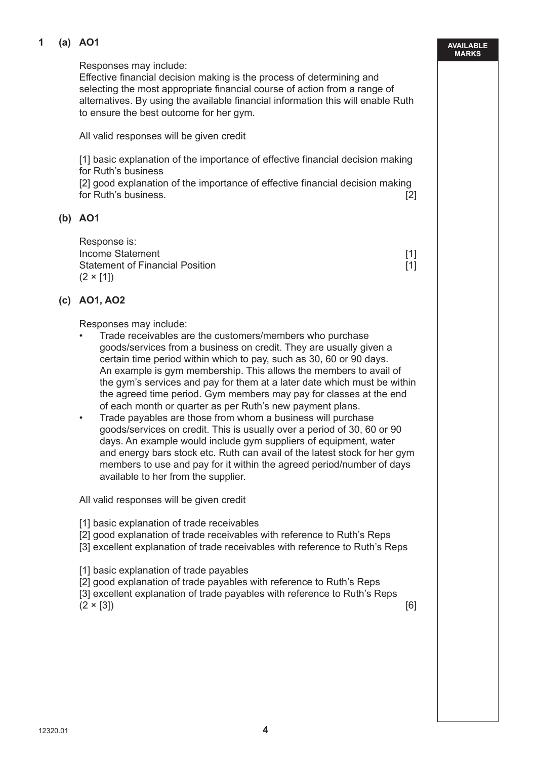**1 (a) AO1**

Responses may include:
Effective financial decision making is the process of determining and selecting the most appropriate financial course of action from a range of alternatives. By using the available financial information this will enable Ruth to ensure the best outcome for her gym.

All valid responses will be given credit

[1] basic explanation of the importance of effective financial decision making for Ruth's business
[2] good explanation of the importance of effective financial decision making for Ruth's business. [2]

**(b) AO1**

Response is:
Income Statement [1]
Statement of Financial Position [1]
(2 × [1])

**(c) AO1, AO2**

Responses may include:

- Trade receivables are the customers/members who purchase goods/services from a business on credit. They are usually given a certain time period within which to pay, such as 30, 60 or 90 days. An example is gym membership. This allows the members to avail of the gym's services and pay for them at a later date which must be within the agreed time period. Gym members may pay for classes at the end of each month or quarter as per Ruth's new payment plans.
- Trade payables are those from whom a business will purchase goods/services on credit. This is usually over a period of 30, 60 or 90 days. An example would include gym suppliers of equipment, water and energy bars stock etc. Ruth can avail of the latest stock for her gym members to use and pay for it within the agreed period/number of days available to her from the supplier.

All valid responses will be given credit

[1] basic explanation of trade receivables
[2] good explanation of trade receivables with reference to Ruth's Reps
[3] excellent explanation of trade receivables with reference to Ruth's Reps

[1] basic explanation of trade payables
[2] good explanation of trade payables with reference to Ruth's Reps
[3] excellent explanation of trade payables with reference to Ruth's Reps
(2 × [3]) [6]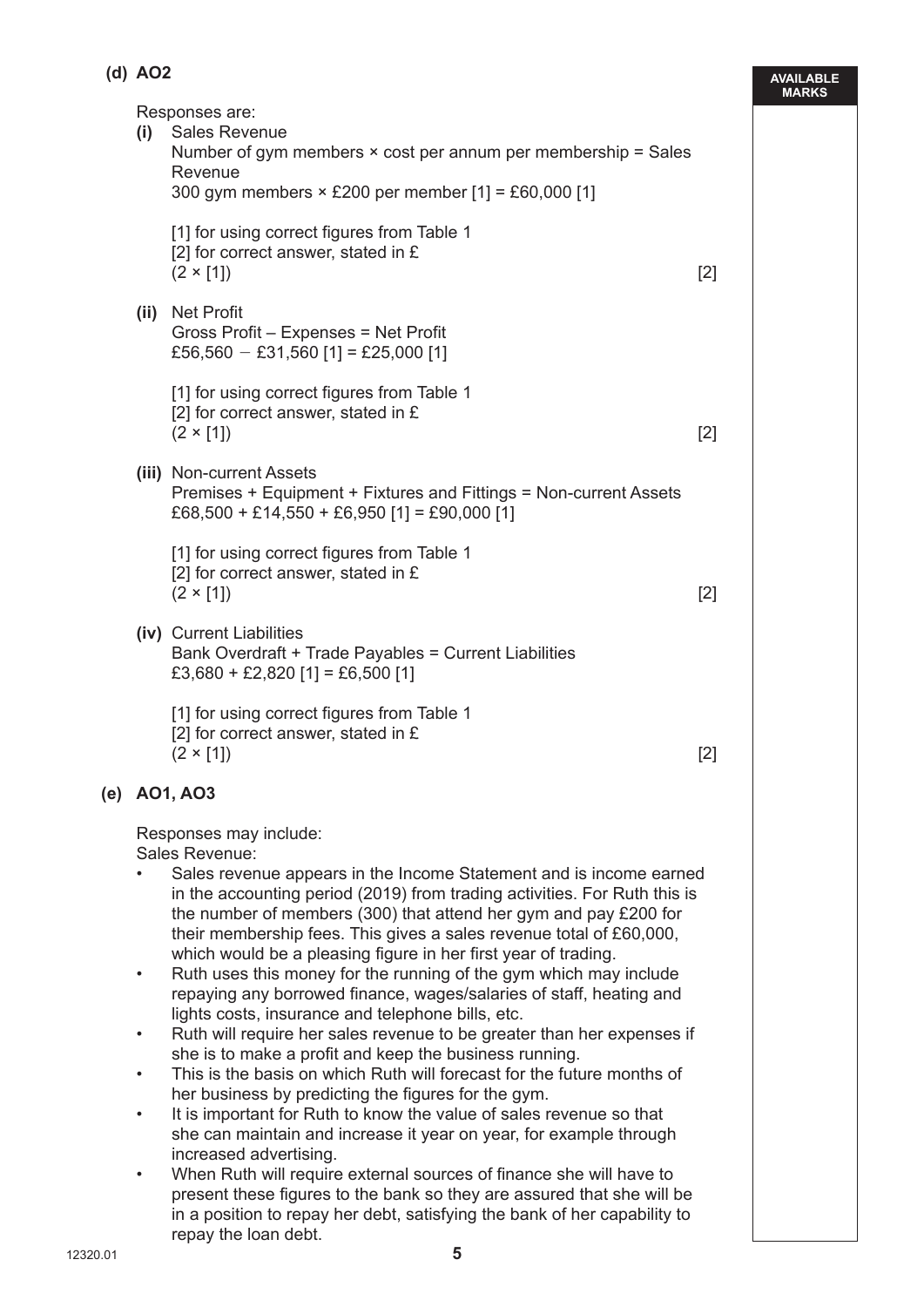**(d) AO2**

Responses are:

**(i)** Sales Revenue
Number of gym members × cost per annum per membership = Sales Revenue
300 gym members × £200 per member [1] = £60,000 [1]

[1] for using correct figures from Table 1
[2] for correct answer, stated in £
(2 × [1]) [2]

**(ii)** Net Profit
Gross Profit – Expenses = Net Profit
£56,560 − £31,560 [1] = £25,000 [1]

[1] for using correct figures from Table 1
[2] for correct answer, stated in £
(2 × [1]) [2]

**(iii)** Non-current Assets
Premises + Equipment + Fixtures and Fittings = Non-current Assets
£68,500 + £14,550 + £6,950 [1] = £90,000 [1]

[1] for using correct figures from Table 1
[2] for correct answer, stated in £
(2 × [1]) [2]

**(iv)** Current Liabilities
Bank Overdraft + Trade Payables = Current Liabilities
£3,680 + £2,820 [1] = £6,500 [1]

[1] for using correct figures from Table 1
[2] for correct answer, stated in £
(2 × [1]) [2]

**(e) AO1, AO3**

Responses may include:
Sales Revenue:

- Sales revenue appears in the Income Statement and is income earned in the accounting period (2019) from trading activities. For Ruth this is the number of members (300) that attend her gym and pay £200 for their membership fees. This gives a sales revenue total of £60,000, which would be a pleasing figure in her first year of trading.
- Ruth uses this money for the running of the gym which may include repaying any borrowed finance, wages/salaries of staff, heating and lights costs, insurance and telephone bills, etc.
- Ruth will require her sales revenue to be greater than her expenses if she is to make a profit and keep the business running.
- This is the basis on which Ruth will forecast for the future months of her business by predicting the figures for the gym.
- It is important for Ruth to know the value of sales revenue so that she can maintain and increase it year on year, for example through increased advertising.
- When Ruth will require external sources of finance she will have to present these figures to the bank so they are assured that she will be in a position to repay her debt, satisfying the bank of her capability to repay the loan debt.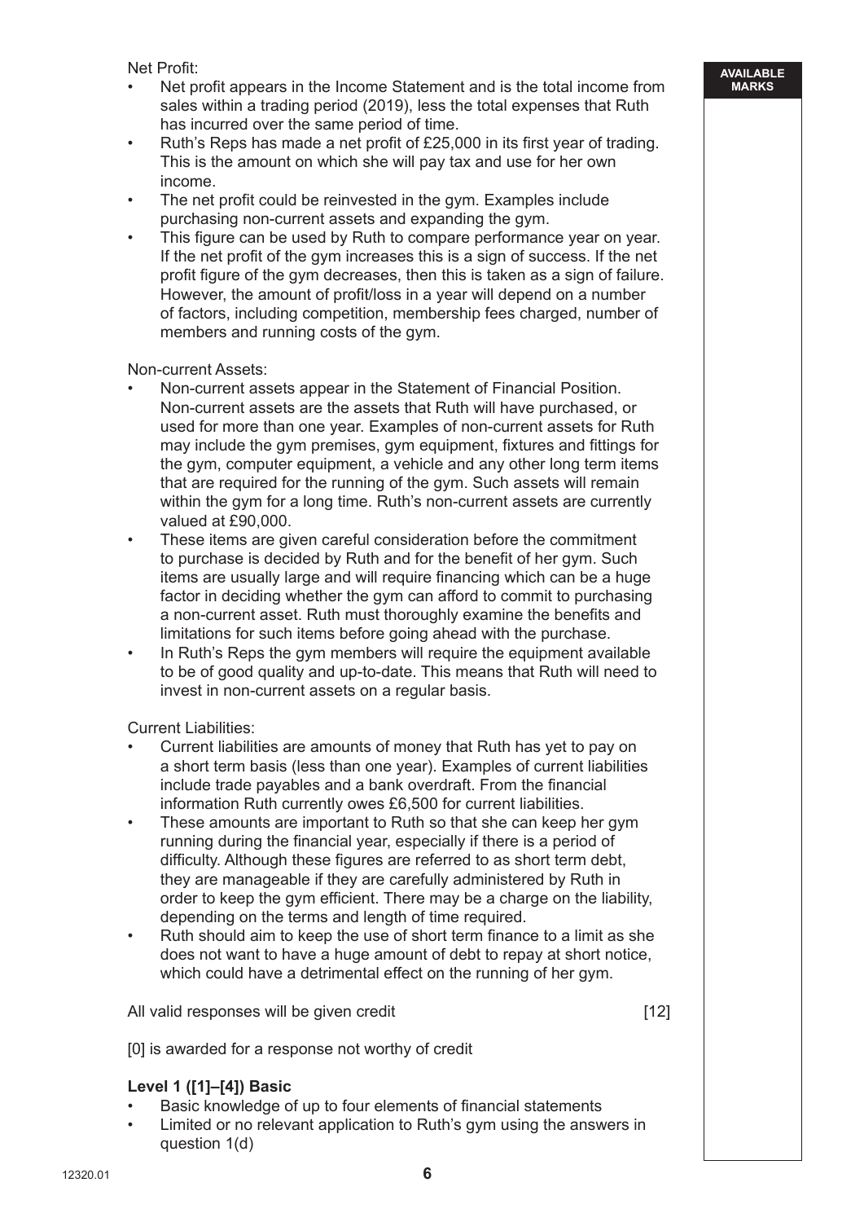Net Profit:

- Net profit appears in the Income Statement and is the total income from sales within a trading period (2019), less the total expenses that Ruth has incurred over the same period of time.
- Ruth's Reps has made a net profit of £25,000 in its first year of trading. This is the amount on which she will pay tax and use for her own income.
- The net profit could be reinvested in the gym. Examples include purchasing non-current assets and expanding the gym.
- This figure can be used by Ruth to compare performance year on year. If the net profit of the gym increases this is a sign of success. If the net profit figure of the gym decreases, then this is taken as a sign of failure. However, the amount of profit/loss in a year will depend on a number of factors, including competition, membership fees charged, number of members and running costs of the gym.

Non-current Assets:

- Non-current assets appear in the Statement of Financial Position. Non-current assets are the assets that Ruth will have purchased, or used for more than one year. Examples of non-current assets for Ruth may include the gym premises, gym equipment, fixtures and fittings for the gym, computer equipment, a vehicle and any other long term items that are required for the running of the gym. Such assets will remain within the gym for a long time. Ruth's non-current assets are currently valued at £90,000.
- These items are given careful consideration before the commitment to purchase is decided by Ruth and for the benefit of her gym. Such items are usually large and will require financing which can be a huge factor in deciding whether the gym can afford to commit to purchasing a non-current asset. Ruth must thoroughly examine the benefits and limitations for such items before going ahead with the purchase.
- In Ruth's Reps the gym members will require the equipment available to be of good quality and up-to-date. This means that Ruth will need to invest in non-current assets on a regular basis.

Current Liabilities:

- Current liabilities are amounts of money that Ruth has yet to pay on a short term basis (less than one year). Examples of current liabilities include trade payables and a bank overdraft. From the financial information Ruth currently owes £6,500 for current liabilities.
- These amounts are important to Ruth so that she can keep her gym running during the financial year, especially if there is a period of difficulty. Although these figures are referred to as short term debt, they are manageable if they are carefully administered by Ruth in order to keep the gym efficient. There may be a charge on the liability, depending on the terms and length of time required.
- Ruth should aim to keep the use of short term finance to a limit as she does not want to have a huge amount of debt to repay at short notice, which could have a detrimental effect on the running of her gym.

All valid responses will be given credit [12]

[0] is awarded for a response not worthy of credit

**Level 1 ([1]–[4]) Basic**

- Basic knowledge of up to four elements of financial statements
- Limited or no relevant application to Ruth's gym using the answers in question 1(d)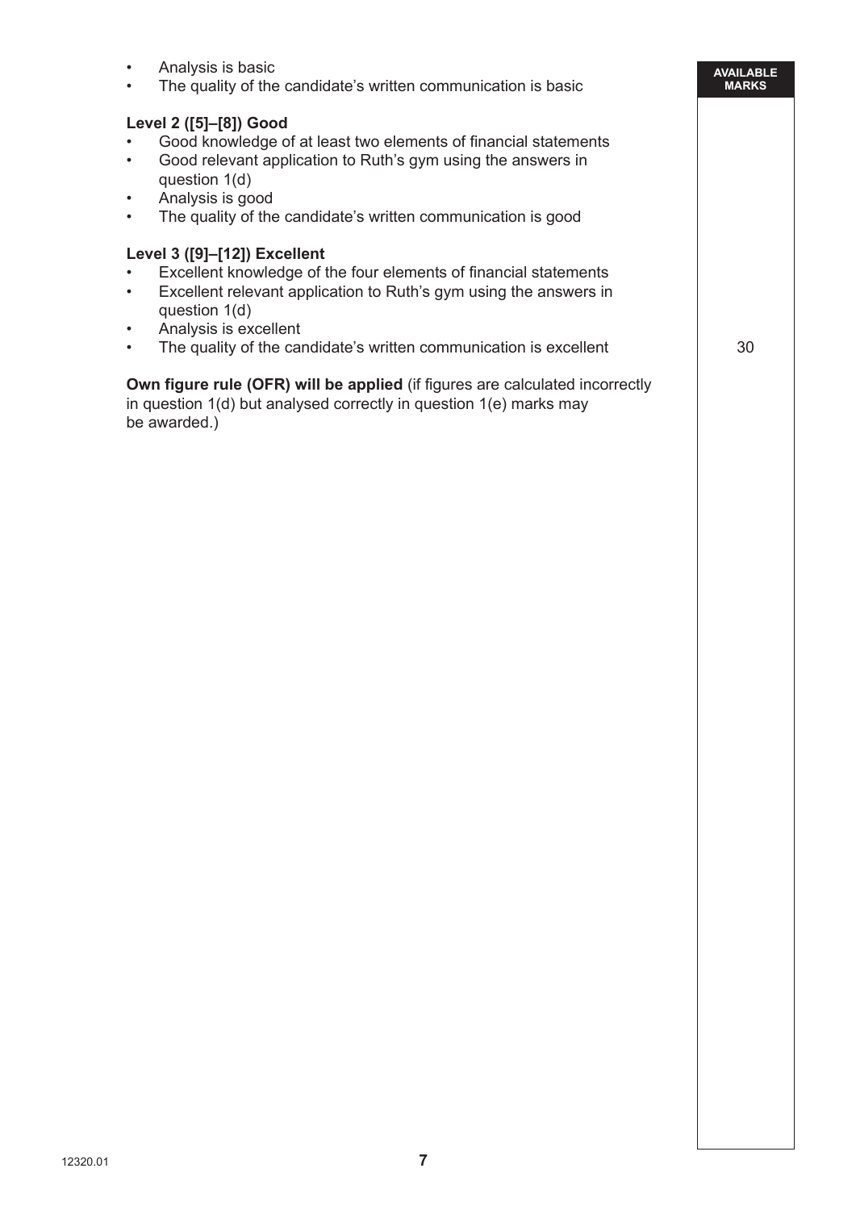- Analysis is basic
- The quality of the candidate's written communication is basic

**Level 2 ([5]–[8]) Good**
- Good knowledge of at least two elements of financial statements
- Good relevant application to Ruth's gym using the answers in question 1(d)
- Analysis is good
- The quality of the candidate's written communication is good

**Level 3 ([9]–[12]) Excellent**
- Excellent knowledge of the four elements of financial statements
- Excellent relevant application to Ruth's gym using the answers in question 1(d)
- Analysis is excellent
- The quality of the candidate's written communication is excellent

AVAILABLE MARKS: 30

**Own figure rule (OFR) will be applied** (if figures are calculated incorrectly in question 1(d) but analysed correctly in question 1(e) marks may be awarded.)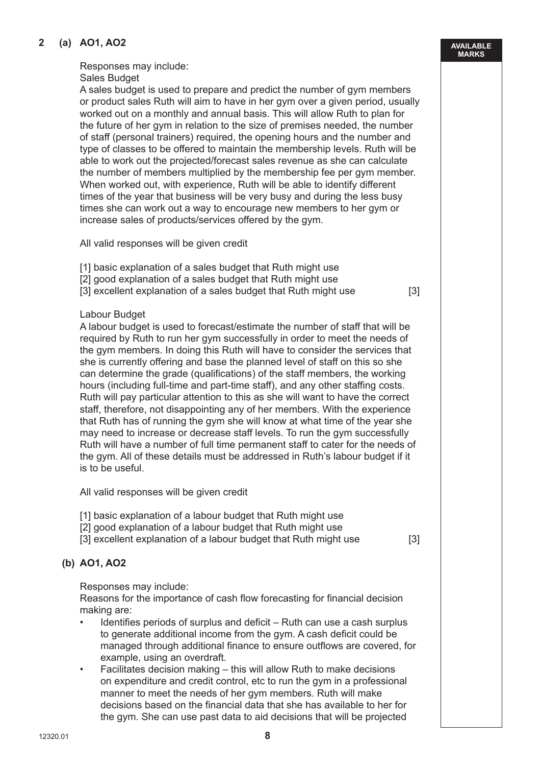**2 (a) AO1, AO2**

Responses may include:
Sales Budget
A sales budget is used to prepare and predict the number of gym members or product sales Ruth will aim to have in her gym over a given period, usually worked out on a monthly and annual basis. This will allow Ruth to plan for the future of her gym in relation to the size of premises needed, the number of staff (personal trainers) required, the opening hours and the number and type of classes to be offered to maintain the membership levels. Ruth will be able to work out the projected/forecast sales revenue as she can calculate the number of members multiplied by the membership fee per gym member. When worked out, with experience, Ruth will be able to identify different times of the year that business will be very busy and during the less busy times she can work out a way to encourage new members to her gym or increase sales of products/services offered by the gym.

All valid responses will be given credit

[1] basic explanation of a sales budget that Ruth might use
[2] good explanation of a sales budget that Ruth might use
[3] excellent explanation of a sales budget that Ruth might use [3]

Labour Budget
A labour budget is used to forecast/estimate the number of staff that will be required by Ruth to run her gym successfully in order to meet the needs of the gym members. In doing this Ruth will have to consider the services that she is currently offering and base the planned level of staff on this so she can determine the grade (qualifications) of the staff members, the working hours (including full-time and part-time staff), and any other staffing costs. Ruth will pay particular attention to this as she will want to have the correct staff, therefore, not disappointing any of her members. With the experience that Ruth has of running the gym she will know at what time of the year she may need to increase or decrease staff levels. To run the gym successfully Ruth will have a number of full time permanent staff to cater for the needs of the gym. All of these details must be addressed in Ruth's labour budget if it is to be useful.

All valid responses will be given credit

[1] basic explanation of a labour budget that Ruth might use
[2] good explanation of a labour budget that Ruth might use
[3] excellent explanation of a labour budget that Ruth might use [3]

**(b) AO1, AO2**

Responses may include:
Reasons for the importance of cash flow forecasting for financial decision making are:

- Identifies periods of surplus and deficit – Ruth can use a cash surplus to generate additional income from the gym. A cash deficit could be managed through additional finance to ensure outflows are covered, for example, using an overdraft.
- Facilitates decision making – this will allow Ruth to make decisions on expenditure and credit control, etc to run the gym in a professional manner to meet the needs of her gym members. Ruth will make decisions based on the financial data that she has available to her for the gym. She can use past data to aid decisions that will be projected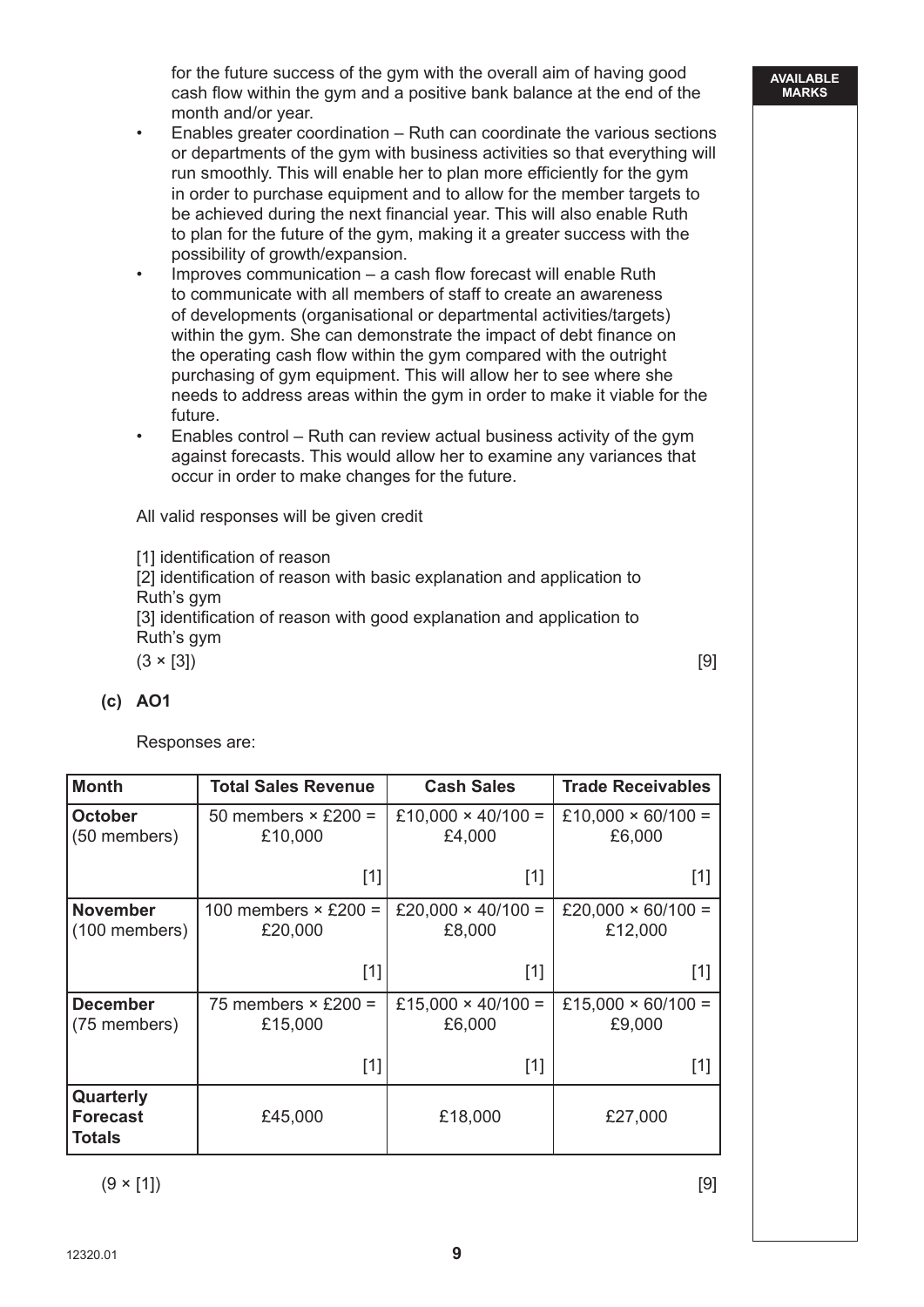for the future success of the gym with the overall aim of having good cash flow within the gym and a positive bank balance at the end of the month and/or year.

- Enables greater coordination – Ruth can coordinate the various sections or departments of the gym with business activities so that everything will run smoothly. This will enable her to plan more efficiently for the gym in order to purchase equipment and to allow for the member targets to be achieved during the next financial year. This will also enable Ruth to plan for the future of the gym, making it a greater success with the possibility of growth/expansion.
- Improves communication – a cash flow forecast will enable Ruth to communicate with all members of staff to create an awareness of developments (organisational or departmental activities/targets) within the gym. She can demonstrate the impact of debt finance on the operating cash flow within the gym compared with the outright purchasing of gym equipment. This will allow her to see where she needs to address areas within the gym in order to make it viable for the future.
- Enables control – Ruth can review actual business activity of the gym against forecasts. This would allow her to examine any variances that occur in order to make changes for the future.

All valid responses will be given credit

[1] identification of reason
[2] identification of reason with basic explanation and application to Ruth's gym
[3] identification of reason with good explanation and application to Ruth's gym
(3 × [3]) [9]

**(c) AO1**

Responses are:

| Month | Total Sales Revenue | Cash Sales | Trade Receivables |
|---|---|---|---|
| **October** (50 members) | 50 members × £200 = £10,000 [1] | £10,000 × 40/100 = £4,000 [1] | £10,000 × 60/100 = £6,000 [1] |
| **November** (100 members) | 100 members × £200 = £20,000 [1] | £20,000 × 40/100 = £8,000 [1] | £20,000 × 60/100 = £12,000 [1] |
| **December** (75 members) | 75 members × £200 = £15,000 [1] | £15,000 × 40/100 = £6,000 [1] | £15,000 × 60/100 = £9,000 [1] |
| **Quarterly Forecast Totals** | £45,000 | £18,000 | £27,000 |

(9 × [1]) [9]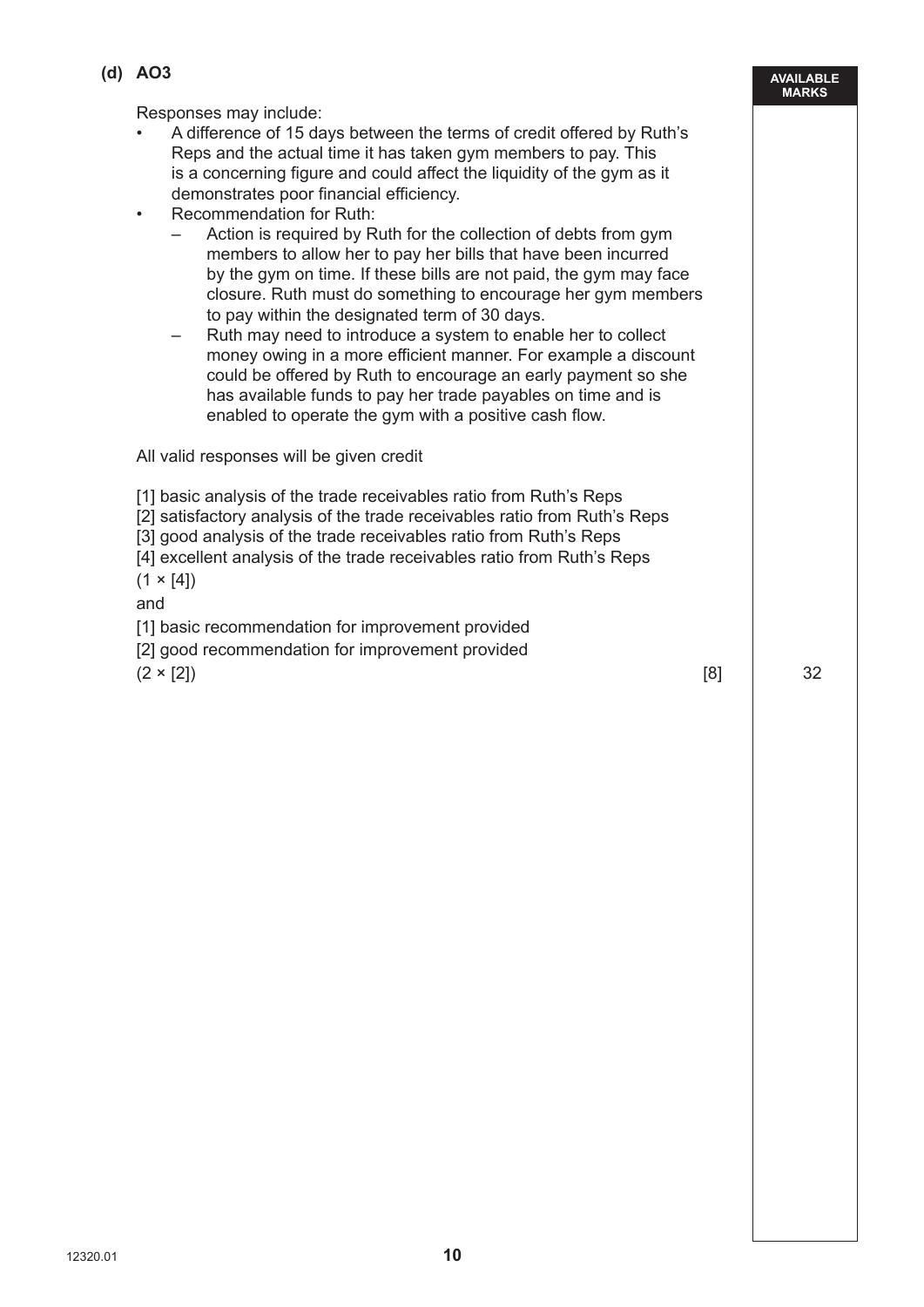**(d) AO3**

Responses may include:

- A difference of 15 days between the terms of credit offered by Ruth's Reps and the actual time it has taken gym members to pay. This is a concerning figure and could affect the liquidity of the gym as it demonstrates poor financial efficiency.
- Recommendation for Ruth:
  - Action is required by Ruth for the collection of debts from gym members to allow her to pay her bills that have been incurred by the gym on time. If these bills are not paid, the gym may face closure. Ruth must do something to encourage her gym members to pay within the designated term of 30 days.
  - Ruth may need to introduce a system to enable her to collect money owing in a more efficient manner. For example a discount could be offered by Ruth to encourage an early payment so she has available funds to pay her trade payables on time and is enabled to operate the gym with a positive cash flow.

All valid responses will be given credit

[1] basic analysis of the trade receivables ratio from Ruth's Reps
[2] satisfactory analysis of the trade receivables ratio from Ruth's Reps
[3] good analysis of the trade receivables ratio from Ruth's Reps
[4] excellent analysis of the trade receivables ratio from Ruth's Reps
(1 × [4])

and

[1] basic recommendation for improvement provided
[2] good recommendation for improvement provided
(2 × [2]) [8]

AVAILABLE MARKS: 32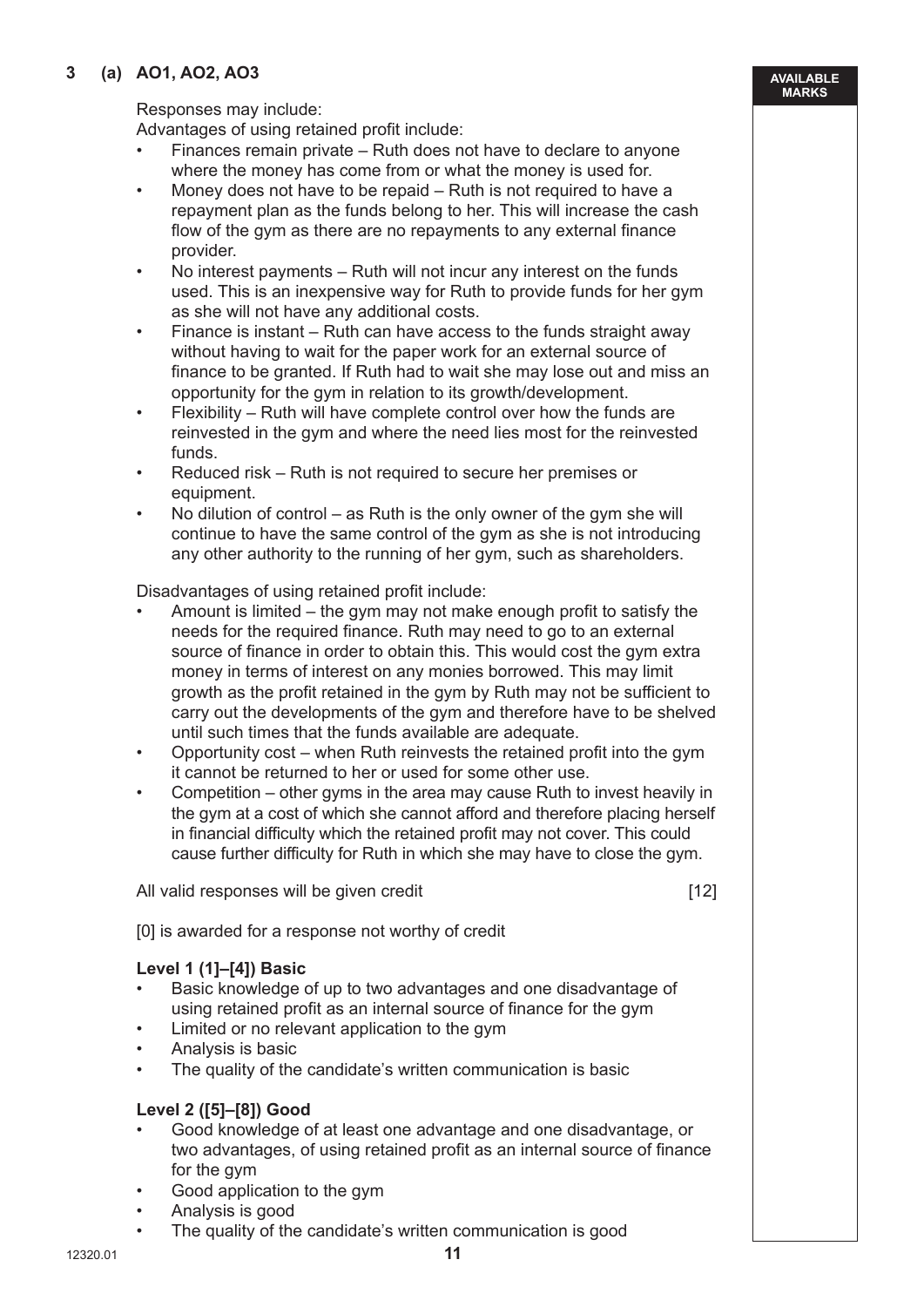**3 (a) AO1, AO2, AO3**

Responses may include:
Advantages of using retained profit include:

- Finances remain private – Ruth does not have to declare to anyone where the money has come from or what the money is used for.
- Money does not have to be repaid – Ruth is not required to have a repayment plan as the funds belong to her. This will increase the cash flow of the gym as there are no repayments to any external finance provider.
- No interest payments – Ruth will not incur any interest on the funds used. This is an inexpensive way for Ruth to provide funds for her gym as she will not have any additional costs.
- Finance is instant – Ruth can have access to the funds straight away without having to wait for the paper work for an external source of finance to be granted. If Ruth had to wait she may lose out and miss an opportunity for the gym in relation to its growth/development.
- Flexibility – Ruth will have complete control over how the funds are reinvested in the gym and where the need lies most for the reinvested funds.
- Reduced risk – Ruth is not required to secure her premises or equipment.
- No dilution of control – as Ruth is the only owner of the gym she will continue to have the same control of the gym as she is not introducing any other authority to the running of her gym, such as shareholders.

Disadvantages of using retained profit include:

- Amount is limited – the gym may not make enough profit to satisfy the needs for the required finance. Ruth may need to go to an external source of finance in order to obtain this. This would cost the gym extra money in terms of interest on any monies borrowed. This may limit growth as the profit retained in the gym by Ruth may not be sufficient to carry out the developments of the gym and therefore have to be shelved until such times that the funds available are adequate.
- Opportunity cost – when Ruth reinvests the retained profit into the gym it cannot be returned to her or used for some other use.
- Competition – other gyms in the area may cause Ruth to invest heavily in the gym at a cost of which she cannot afford and therefore placing herself in financial difficulty which the retained profit may not cover. This could cause further difficulty for Ruth in which she may have to close the gym.

All valid responses will be given credit [12]

[0] is awarded for a response not worthy of credit

**Level 1 ([1]–[4]) Basic**

- Basic knowledge of up to two advantages and one disadvantage of using retained profit as an internal source of finance for the gym
- Limited or no relevant application to the gym
- Analysis is basic
- The quality of the candidate's written communication is basic

**Level 2 ([5]–[8]) Good**

- Good knowledge of at least one advantage and one disadvantage, or two advantages, of using retained profit as an internal source of finance for the gym
- Good application to the gym
- Analysis is good
- The quality of the candidate's written communication is good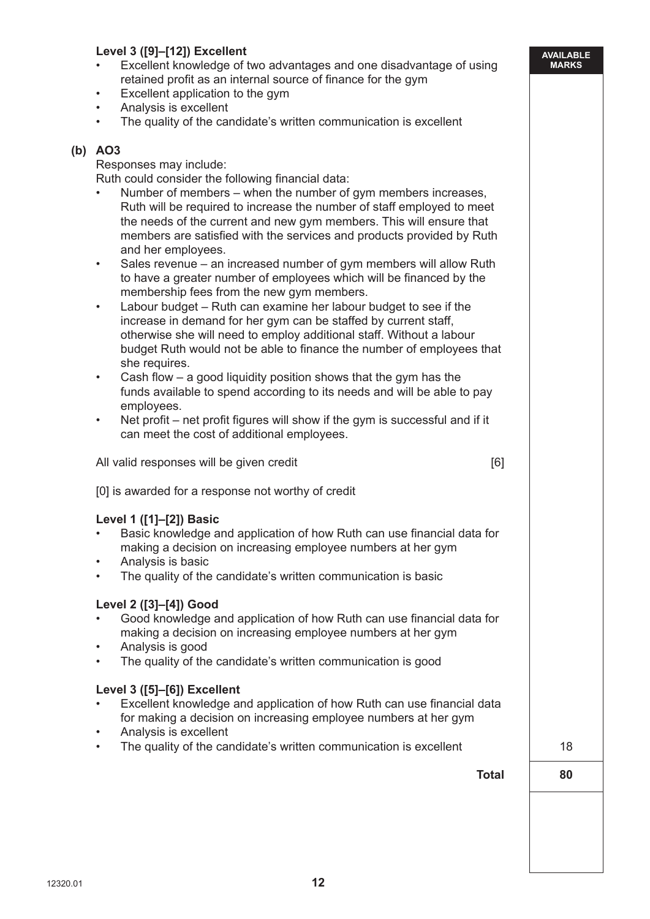**Level 3 ([9]–[12]) Excellent**

- Excellent knowledge of two advantages and one disadvantage of using retained profit as an internal source of finance for the gym
- Excellent application to the gym
- Analysis is excellent
- The quality of the candidate's written communication is excellent

**(b) AO3**

Responses may include:

Ruth could consider the following financial data:

- Number of members – when the number of gym members increases, Ruth will be required to increase the number of staff employed to meet the needs of the current and new gym members. This will ensure that members are satisfied with the services and products provided by Ruth and her employees.
- Sales revenue – an increased number of gym members will allow Ruth to have a greater number of employees which will be financed by the membership fees from the new gym members.
- Labour budget – Ruth can examine her labour budget to see if the increase in demand for her gym can be staffed by current staff, otherwise she will need to employ additional staff. Without a labour budget Ruth would not be able to finance the number of employees that she requires.
- Cash flow – a good liquidity position shows that the gym has the funds available to spend according to its needs and will be able to pay employees.
- Net profit – net profit figures will show if the gym is successful and if it can meet the cost of additional employees.

All valid responses will be given credit [6]

[0] is awarded for a response not worthy of credit

**Level 1 ([1]–[2]) Basic**

- Basic knowledge and application of how Ruth can use financial data for making a decision on increasing employee numbers at her gym
- Analysis is basic
- The quality of the candidate's written communication is basic

**Level 2 ([3]–[4]) Good**

- Good knowledge and application of how Ruth can use financial data for making a decision on increasing employee numbers at her gym
- Analysis is good
- The quality of the candidate's written communication is good

**Level 3 ([5]–[6]) Excellent**

- Excellent knowledge and application of how Ruth can use financial data for making a decision on increasing employee numbers at her gym
- Analysis is excellent
- The quality of the candidate's written communication is excellent

AVAILABLE MARKS: 18

**Total** 80